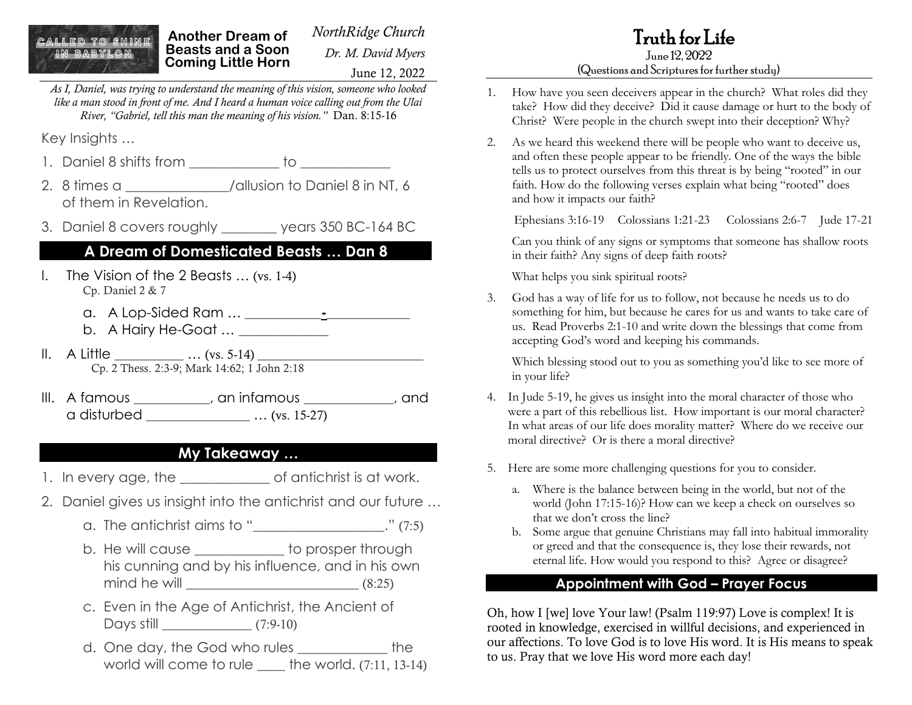CALLED TO SHINE IN BABYLON

**Another Dream of Beasts and a Soon Coming Little Horn**

*NorthRidge Church*

*Dr. M. David Myers*

June 12, 2022

*As I, Daniel, was trying to understand the meaning of this vision, someone who looked like a man stood in front of me. And I heard a human voice calling out from the Ulai River, "Gabriel, tell this man the meaning of his vision."* Dan. 8:15-16

Key Insights …

1. Daniel 8 shifts from ____________ to ____________
2. 8 times a ______________/allusion to Daniel 8 in NT, 6 of them in Revelation.
3. Daniel 8 covers roughly ________ years 350 BC-164 BC

## A Dream of Domesticated Beasts … Dan 8

I. The Vision of the 2 Beasts … (vs. 1-4)
   Cp. Daniel 2 & 7
   a. A Lop-Sided Ram … ___________-____________
   b. A Hairy He-Goat … _____________

II. A Little __________ … (vs. 5-14) _________________________
   Cp. 2 Thess. 2:3-9; Mark 14:62; 1 John 2:18

III. A famous ___________, an infamous ____________, and a disturbed _______________ … (vs. 15-27)

## My Takeaway …

1. In every age, the ____________ of antichrist is at work.
2. Daniel gives us insight into the antichrist and our future …
   a. The antichrist aims to "___________________." (7:5)
   b. He will cause ____________ to prosper through his cunning and by his influence, and in his own mind he will _________________________ (8:25)
   c. Even in the Age of Antichrist, the Ancient of Days still _____________ (7:9-10)
   d. One day, the God who rules ____________ the world will come to rule ____ the world. (7:11, 13-14)

# Truth for Life

June 12, 2022
(Questions and Scriptures for further study)

1. How have you seen deceivers appear in the church? What roles did they take? How did they deceive? Did it cause damage or hurt to the body of Christ? Were people in the church swept into their deception? Why?

2. As we heard this weekend there will be people who want to deceive us, and often these people appear to be friendly. One of the ways the bible tells us to protect ourselves from this threat is by being "rooted" in our faith. How do the following verses explain what being "rooted" does and how it impacts our faith?

   Ephesians 3:16-19  Colossians 1:21-23  Colossians 2:6-7  Jude 17-21

   Can you think of any signs or symptoms that someone has shallow roots in their faith? Any signs of deep faith roots?

   What helps you sink spiritual roots?

3. God has a way of life for us to follow, not because he needs us to do something for him, but because he cares for us and wants to take care of us. Read Proverbs 2:1-10 and write down the blessings that come from accepting God's word and keeping his commands.

   Which blessing stood out to you as something you'd like to see more of in your life?

4. In Jude 5-19, he gives us insight into the moral character of those who were a part of this rebellious list. How important is our moral character? In what areas of our life does morality matter? Where do we receive our moral directive? Or is there a moral directive?

5. Here are some more challenging questions for you to consider.
   a. Where is the balance between being in the world, but not of the world (John 17:15-16)? How can we keep a check on ourselves so that we don't cross the line?
   b. Some argue that genuine Christians may fall into habitual immorality or greed and that the consequence is, they lose their rewards, not eternal life. How would you respond to this? Agree or disagree?

## Appointment with God – Prayer Focus

Oh, how I [we] love Your law! (Psalm 119:97) Love is complex! It is rooted in knowledge, exercised in willful decisions, and experienced in our affections. To love God is to love His word. It is His means to speak to us. Pray that we love His word more each day!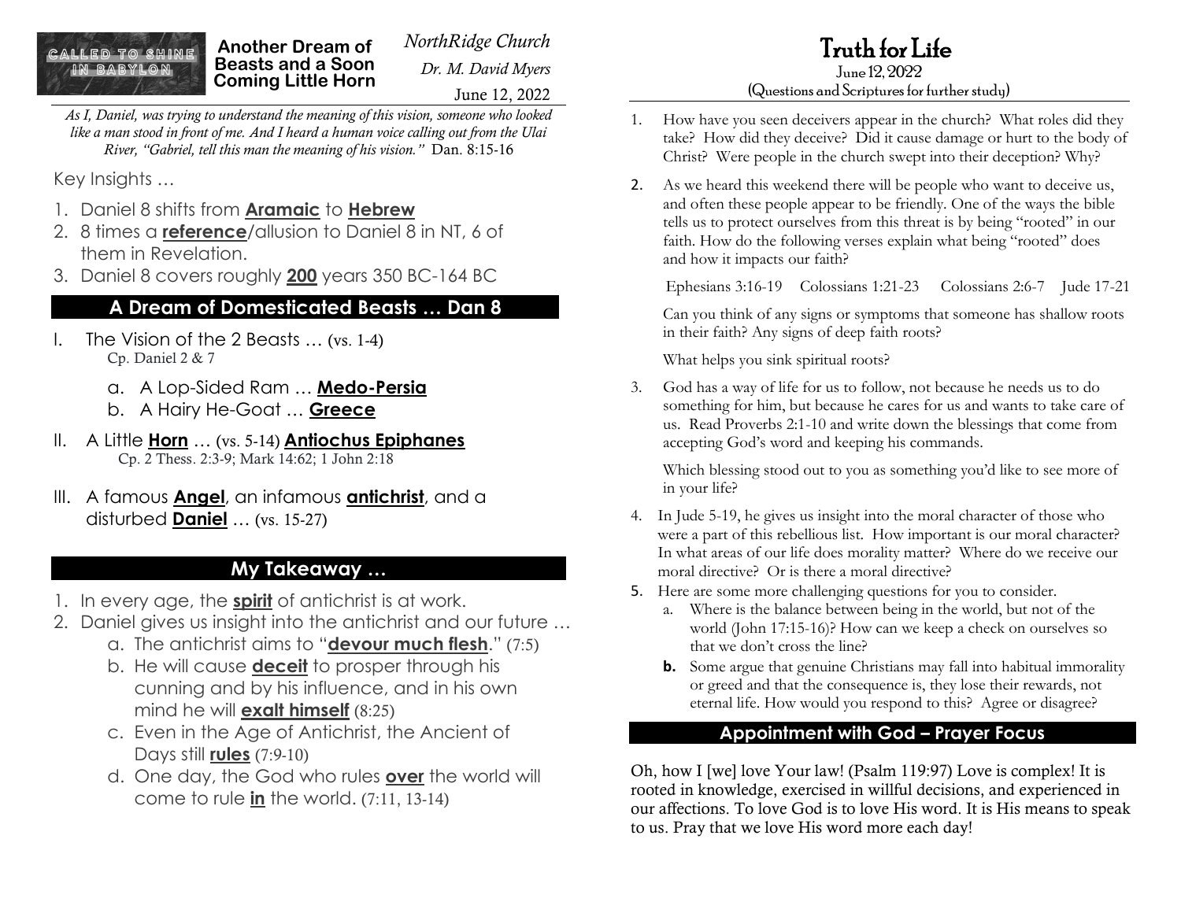CALLED TO SHINE IN BABYLON

**Another Dream of Beasts and a Soon Coming Little Horn**

*NorthRidge Church*

*Dr. M. David Myers*

June 12, 2022

*As I, Daniel, was trying to understand the meaning of this vision, someone who looked like a man stood in front of me. And I heard a human voice calling out from the Ulai River, "Gabriel, tell this man the meaning of his vision."* Dan. 8:15-16

Key Insights …

1. Daniel 8 shifts from **Aramaic** to **Hebrew**
2. 8 times a **reference**/allusion to Daniel 8 in NT, 6 of them in Revelation.
3. Daniel 8 covers roughly **200** years 350 BC-164 BC

## A Dream of Domesticated Beasts … Dan 8

I. The Vision of the 2 Beasts … (vs. 1-4)
   Cp. Daniel 2 & 7
   a. A Lop-Sided Ram … **Medo-Persia**
   b. A Hairy He-Goat … **Greece**

II. A Little **Horn** … (vs. 5-14) **Antiochus Epiphanes**
   Cp. 2 Thess. 2:3-9; Mark 14:62; 1 John 2:18

III. A famous **Angel**, an infamous **antichrist**, and a disturbed **Daniel** … (vs. 15-27)

## My Takeaway …

1. In every age, the **spirit** of antichrist is at work.
2. Daniel gives us insight into the antichrist and our future …
   a. The antichrist aims to "**devour much flesh**." (7:5)
   b. He will cause **deceit** to prosper through his cunning and by his influence, and in his own mind he will **exalt himself** (8:25)
   c. Even in the Age of Antichrist, the Ancient of Days still **rules** (7:9-10)
   d. One day, the God who rules **over** the world will come to rule **in** the world. (7:11, 13-14)

# Truth for Life

June 12, 2022
(Questions and Scriptures for further study)

1. How have you seen deceivers appear in the church? What roles did they take? How did they deceive? Did it cause damage or hurt to the body of Christ? Were people in the church swept into their deception? Why?

2. As we heard this weekend there will be people who want to deceive us, and often these people appear to be friendly. One of the ways the bible tells us to protect ourselves from this threat is by being "rooted" in our faith. How do the following verses explain what being "rooted" does and how it impacts our faith?

   Ephesians 3:16-19 Colossians 1:21-23 Colossians 2:6-7 Jude 17-21

   Can you think of any signs or symptoms that someone has shallow roots in their faith? Any signs of deep faith roots?

   What helps you sink spiritual roots?

3. God has a way of life for us to follow, not because he needs us to do something for him, but because he cares for us and wants to take care of us. Read Proverbs 2:1-10 and write down the blessings that come from accepting God's word and keeping his commands.

   Which blessing stood out to you as something you'd like to see more of in your life?

4. In Jude 5-19, he gives us insight into the moral character of those who were a part of this rebellious list. How important is our moral character? In what areas of our life does morality matter? Where do we receive our moral directive? Or is there a moral directive?

5. Here are some more challenging questions for you to consider.
   a. Where is the balance between being in the world, but not of the world (John 17:15-16)? How can we keep a check on ourselves so that we don't cross the line?
   b. Some argue that genuine Christians may fall into habitual immorality or greed and that the consequence is, they lose their rewards, not eternal life. How would you respond to this? Agree or disagree?

## Appointment with God – Prayer Focus

Oh, how I [we] love Your law! (Psalm 119:97) Love is complex! It is rooted in knowledge, exercised in willful decisions, and experienced in our affections. To love God is to love His word. It is His means to speak to us. Pray that we love His word more each day!